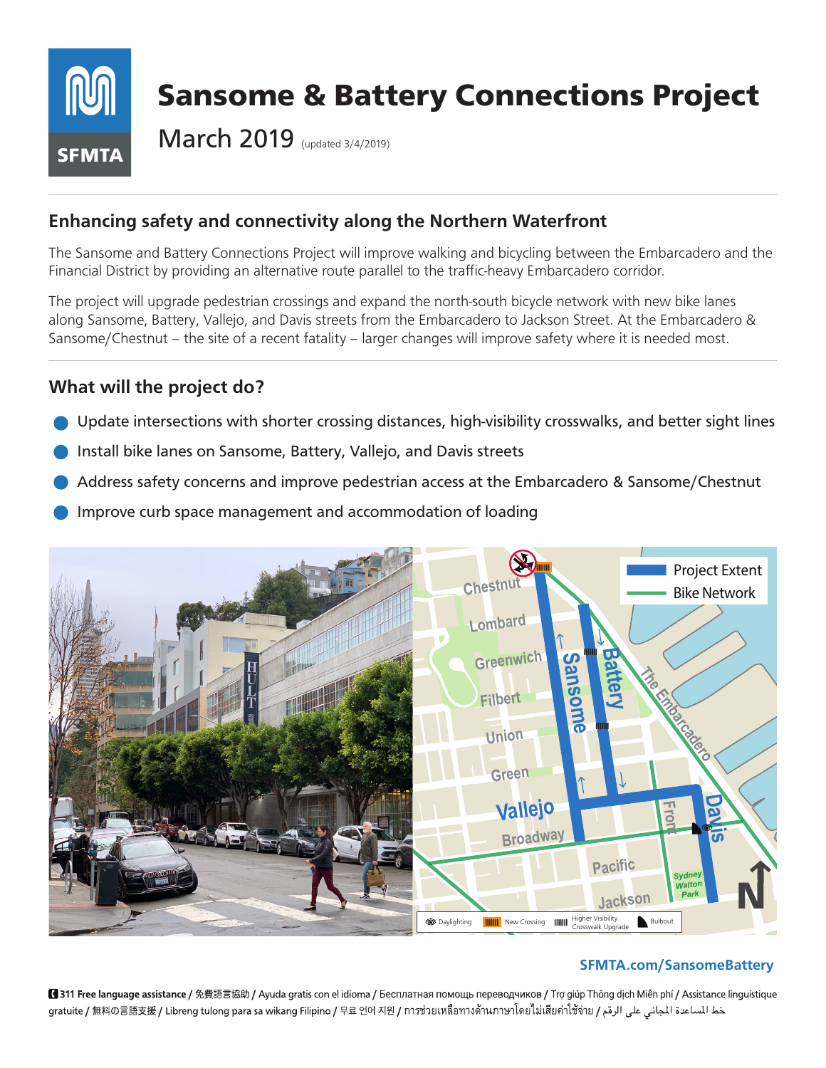# Sansome & Battery Connections Project

March 2019 (updated 3/4/2019)

## Enhancing safety and connectivity along the Northern Waterfront

The Sansome and Battery Connections Project will improve walking and bicycling between the Embarcadero and the Financial District by providing an alternative route parallel to the traffic-heavy Embarcadero corridor.

The project will upgrade pedestrian crossings and expand the north-south bicycle network with new bike lanes along Sansome, Battery, Vallejo, and Davis streets from the Embarcadero to Jackson Street. At the Embarcadero & Sansome/Chestnut – the site of a recent fatality – larger changes will improve safety where it is needed most.

## What will the project do?

- Update intersections with shorter crossing distances, high-visibility crosswalks, and better sight lines
- Install bike lanes on Sansome, Battery, Vallejo, and Davis streets
- Address safety concerns and improve pedestrian access at the Embarcadero & Sansome/Chestnut
- Improve curb space management and accommodation of loading

**SFMTA.com/SansomeBattery**

311 Free language assistance / 免費語言協助 / Ayuda gratis con el idioma / Бесплатная помощь переводчиков / Trợ giúp Thông dịch Miễn phí / Assistance linguistique gratuite / 無料の言語支援 / Libreng tulong para sa wikang Filipino / 무료 언어 지원 / การช่วยเหลือทางด้านภาษาโดยไม่เสียค่าใช้จ่าย / خط المساعدة المجاني على الرقم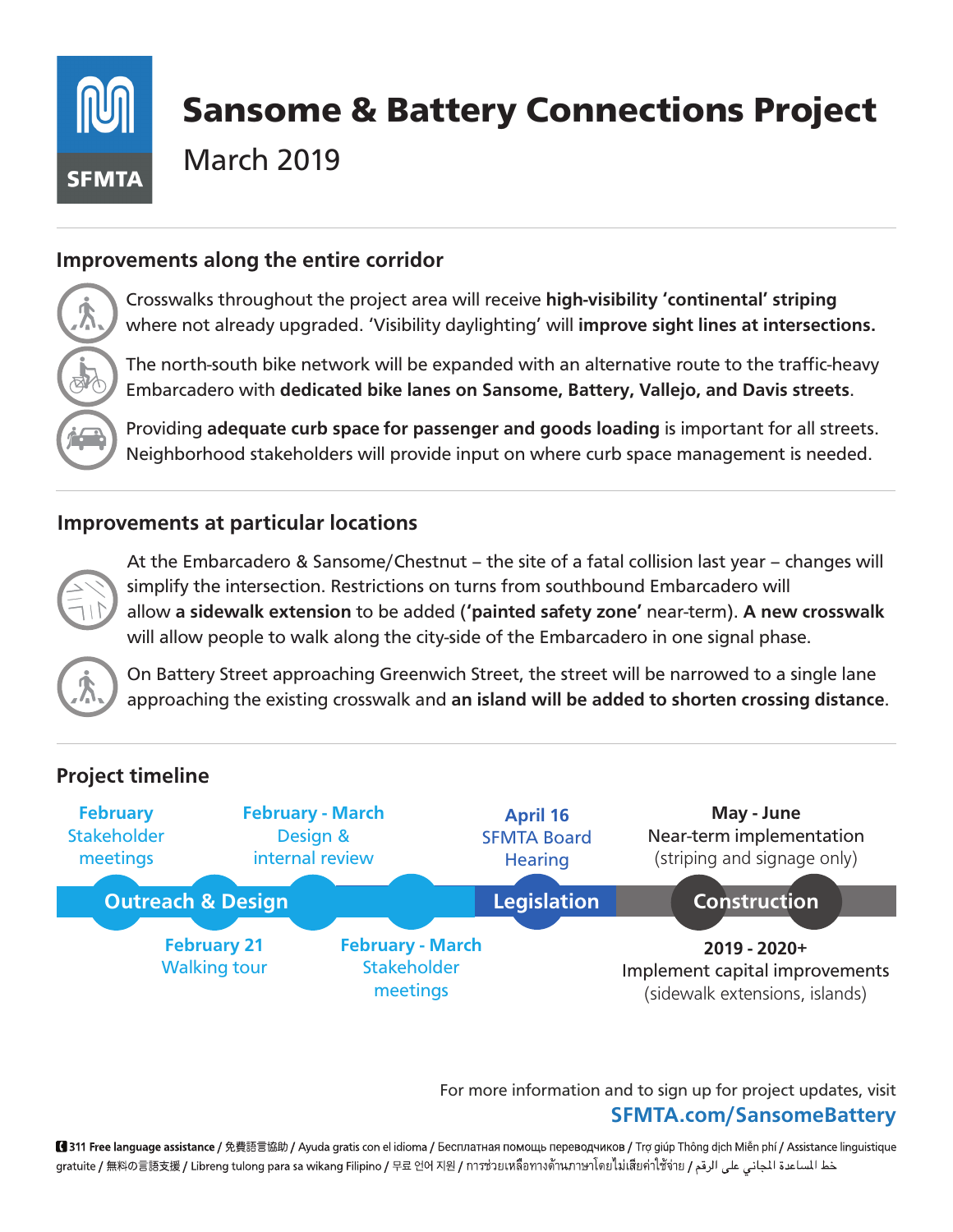# Sansome & Battery Connections Project

March 2019

SFMTA

## Improvements along the entire corridor

Crosswalks throughout the project area will receive **high-visibility 'continental' striping** where not already upgraded. 'Visibility daylighting' will **improve sight lines at intersections.**

The north-south bike network will be expanded with an alternative route to the traffic-heavy Embarcadero with **dedicated bike lanes on Sansome, Battery, Vallejo, and Davis streets**.

Providing **adequate curb space for passenger and goods loading** is important for all streets. Neighborhood stakeholders will provide input on where curb space management is needed.

## Improvements at particular locations

At the Embarcadero & Sansome/Chestnut – the site of a fatal collision last year – changes will simplify the intersection. Restrictions on turns from southbound Embarcadero will allow **a sidewalk extension** to be added (**'painted safety zone'** near-term). **A new crosswalk** will allow people to walk along the city-side of the Embarcadero in one signal phase.

On Battery Street approaching Greenwich Street, the street will be narrowed to a single lane approaching the existing crosswalk and **an island will be added to shorten crossing distance**.

## Project timeline

**Outreach & Design**

- **February** Stakeholder meetings
- **February 21** Walking tour
- **February - March** Design & internal review
- **February - March** Stakeholder meetings

**Legislation**

- **April 16** SFMTA Board Hearing

**Construction**

- **May - June** Near-term implementation (striping and signage only)
- **2019 - 2020+** Implement capital improvements (sidewalk extensions, islands)

For more information and to sign up for project updates, visit **SFMTA.com/SansomeBattery**

**311 Free language assistance** / 免費語言協助 / Ayuda gratis con el idioma / Бесплатная помощь переводчиков / Trợ giúp Thông dịch Miễn phí / Assistance linguistique gratuite / 無料の言語支援 / Libreng tulong para sa wikang Filipino / 무료 언어 지원 / การช่วยเหลือทางด้านภาษาโดยไม่เสียค่าใช้จ่าย / خط المساعدة المجاني على الرقم